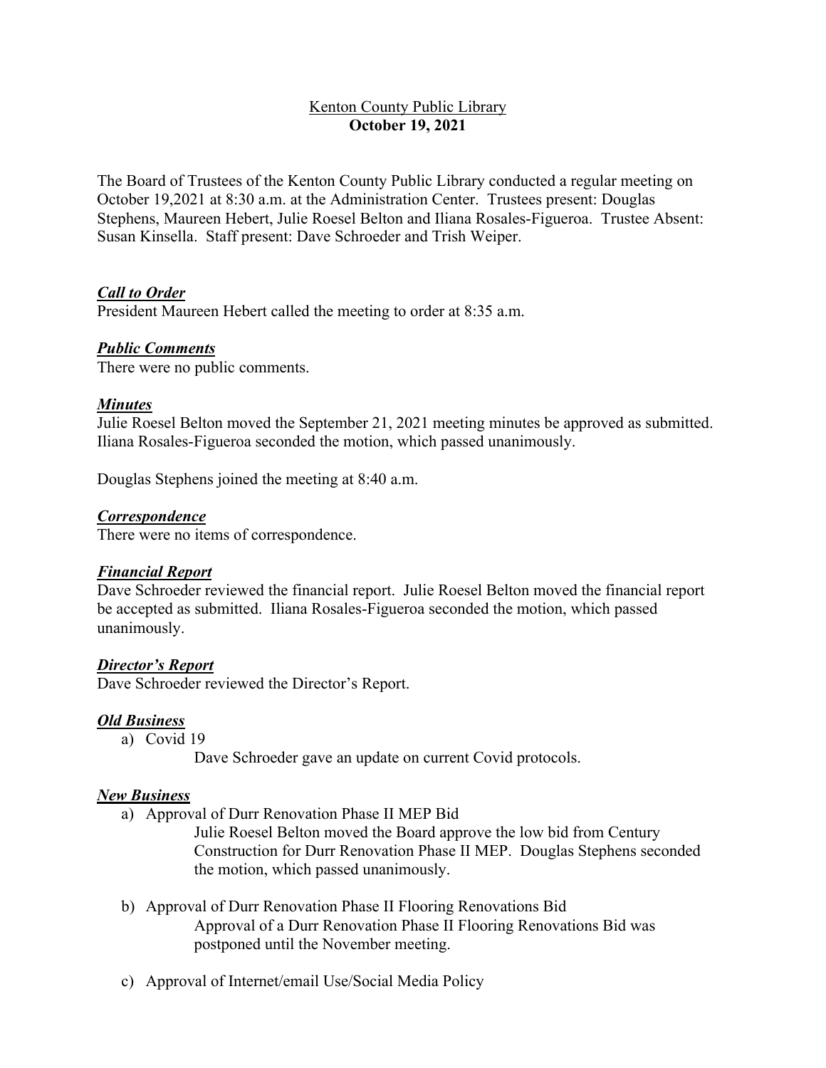Kenton County Public Library
**October 19, 2021**

The Board of Trustees of the Kenton County Public Library conducted a regular meeting on October 19,2021 at 8:30 a.m. at the Administration Center. Trustees present: Douglas Stephens, Maureen Hebert, Julie Roesel Belton and Iliana Rosales-Figueroa. Trustee Absent: Susan Kinsella. Staff present: Dave Schroeder and Trish Weiper.

***Call to Order***
President Maureen Hebert called the meeting to order at 8:35 a.m.

***Public Comments***
There were no public comments.

***Minutes***
Julie Roesel Belton moved the September 21, 2021 meeting minutes be approved as submitted. Iliana Rosales-Figueroa seconded the motion, which passed unanimously.

Douglas Stephens joined the meeting at 8:40 a.m.

***Correspondence***
There were no items of correspondence.

***Financial Report***
Dave Schroeder reviewed the financial report. Julie Roesel Belton moved the financial report be accepted as submitted. Iliana Rosales-Figueroa seconded the motion, which passed unanimously.

***Director's Report***
Dave Schroeder reviewed the Director's Report.

***Old Business***

a) Covid 19

   Dave Schroeder gave an update on current Covid protocols.

***New Business***

a) Approval of Durr Renovation Phase II MEP Bid

   Julie Roesel Belton moved the Board approve the low bid from Century Construction for Durr Renovation Phase II MEP. Douglas Stephens seconded the motion, which passed unanimously.

b) Approval of Durr Renovation Phase II Flooring Renovations Bid

   Approval of a Durr Renovation Phase II Flooring Renovations Bid was postponed until the November meeting.

c) Approval of Internet/email Use/Social Media Policy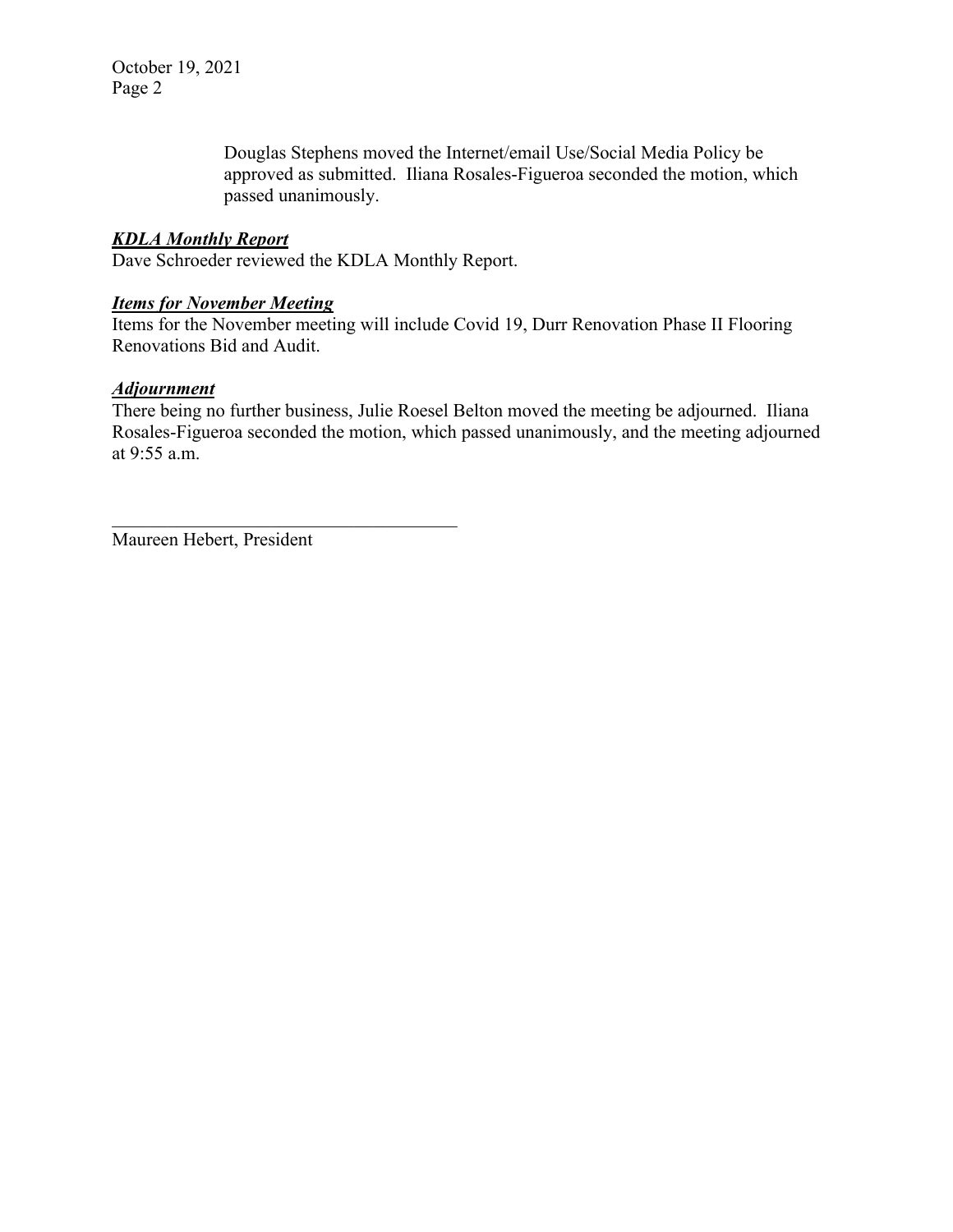Douglas Stephens moved the Internet/email Use/Social Media Policy be approved as submitted. Iliana Rosales-Figueroa seconded the motion, which passed unanimously.

***KDLA Monthly Report***

Dave Schroeder reviewed the KDLA Monthly Report.

***Items for November Meeting***

Items for the November meeting will include Covid 19, Durr Renovation Phase II Flooring Renovations Bid and Audit.

***Adjournment***

There being no further business, Julie Roesel Belton moved the meeting be adjourned. Iliana Rosales-Figueroa seconded the motion, which passed unanimously, and the meeting adjourned at 9:55 a.m.

\_\_\_\_\_\_\_\_\_\_\_\_\_\_\_\_\_\_\_\_\_\_\_\_\_\_\_\_\_\_\_\_\_\_\_\_\_

Maureen Hebert, President